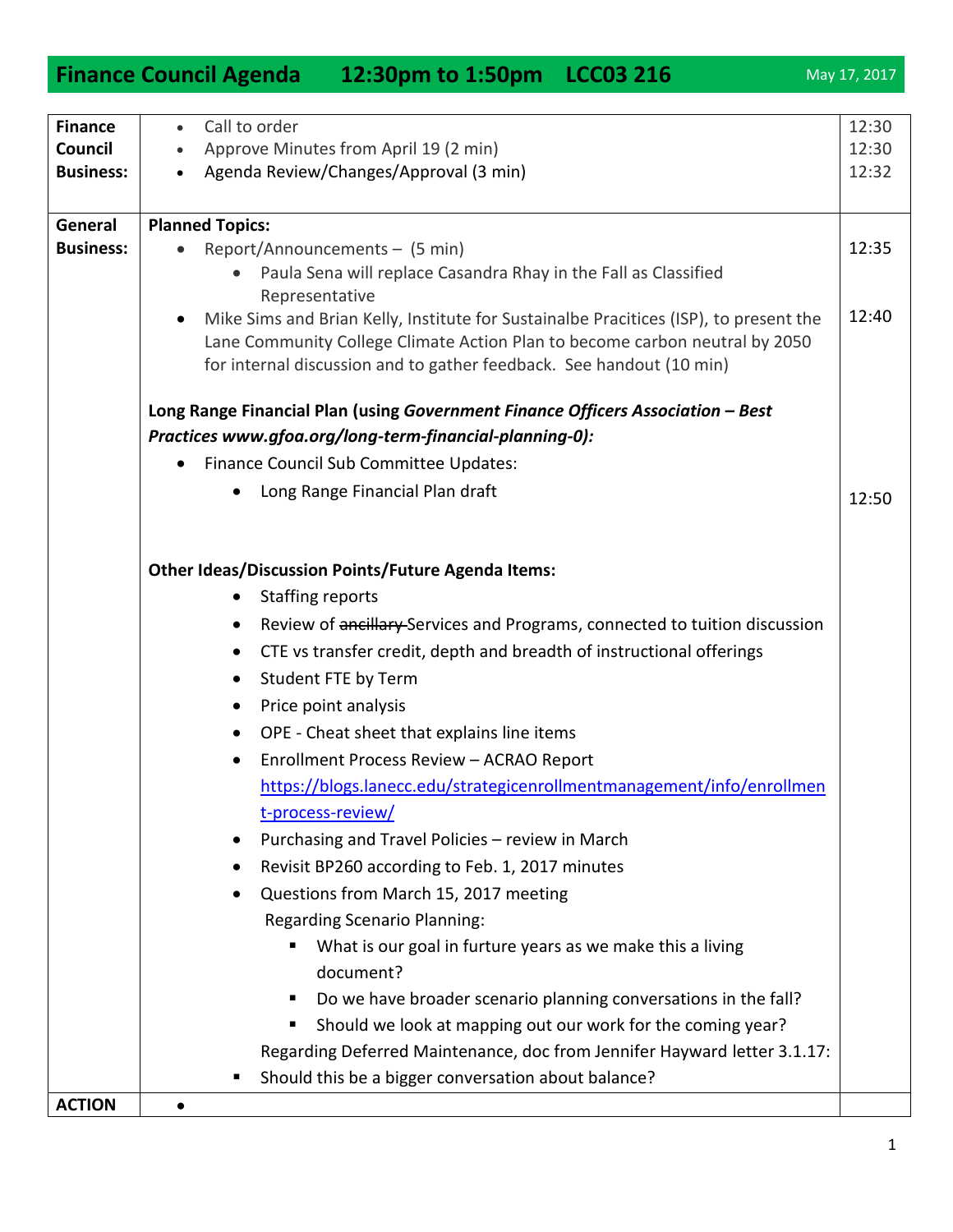# Finance Council Agenda 12:30pm to 1:50pm LCC03 216

May 17, 2017

| | | |
|---|---|---|
| **Finance Council Business:** | • Call to order<br>• Approve Minutes from April 19 (2 min)<br>• Agenda Review/Changes/Approval (3 min) | 12:30<br>12:30<br>12:32 |
| **General Business:** | **Planned Topics:**<br>• Report/Announcements – (5 min)<br>&nbsp;&nbsp;&nbsp;&nbsp;• Paula Sena will replace Casandra Rhay in the Fall as Classified Representative<br>• Mike Sims and Brian Kelly, Institute for Sustainalbe Pracitices (ISP), to present the Lane Community College Climate Action Plan to become carbon neutral by 2050 for internal discussion and to gather feedback. See handout (10 min)<br><br>**Long Range Financial Plan (using *Government Finance Officers Association – Best Practices www.gfoa.org/long-term-financial-planning-0*):**<br>• Finance Council Sub Committee Updates:<br>&nbsp;&nbsp;&nbsp;&nbsp;• Long Range Financial Plan draft<br><br>**Other Ideas/Discussion Points/Future Agenda Items:**<br>• Staffing reports<br>• Review of ~~ancillary~~ Services and Programs, connected to tuition discussion<br>• CTE vs transfer credit, depth and breadth of instructional offerings<br>• Student FTE by Term<br>• Price point analysis<br>• OPE - Cheat sheet that explains line items<br>• Enrollment Process Review – ACRAO Report https://blogs.lanecc.edu/strategicenrollmentmanagement/info/enrollment-process-review/<br>• Purchasing and Travel Policies – review in March<br>• Revisit BP260 according to Feb. 1, 2017 minutes<br>• Questions from March 15, 2017 meeting<br>Regarding Scenario Planning:<br>&nbsp;&nbsp;&nbsp;&nbsp;▪ What is our goal in furture years as we make this a living document?<br>&nbsp;&nbsp;&nbsp;&nbsp;▪ Do we have broader scenario planning conversations in the fall?<br>&nbsp;&nbsp;&nbsp;&nbsp;▪ Should we look at mapping out our work for the coming year?<br>Regarding Deferred Maintenance, doc from Jennifer Hayward letter 3.1.17:<br>▪ Should this be a bigger conversation about balance? | <br>12:35<br><br>12:40<br><br><br><br>12:50 |
| **ACTION** | • | |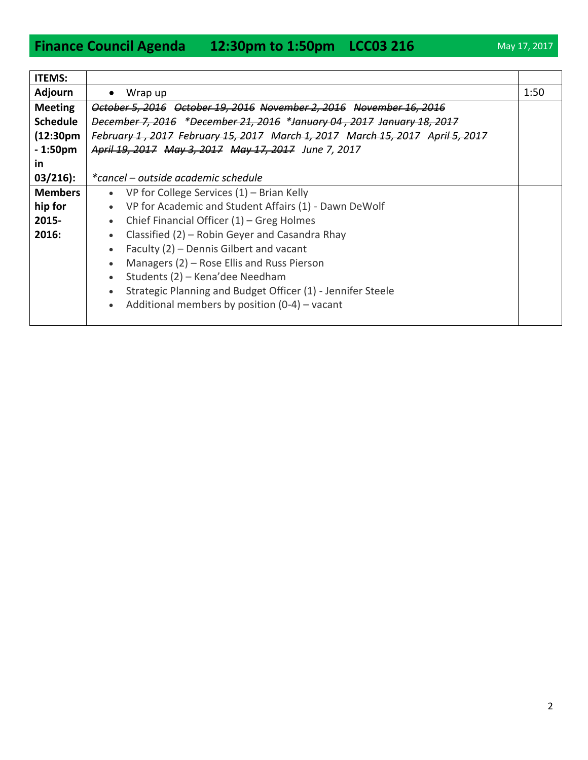# Finance Council Agenda 12:30pm to 1:50pm LCC03 216

May 17, 2017

| ITEMS: | | |
|---|---|---|
| **Adjourn** | • Wrap up | 1:50 |
| **Meeting Schedule (12:30pm - 1:50pm in 03/216):** | *~~October 5, 2016~~ ~~October 19, 2016~~ ~~November 2, 2016~~ ~~November 16, 2016~~ ~~December 7, 2016~~ ~~\*December 21, 2016~~ ~~\*January 04 , 2017~~ ~~January 18, 2017~~ ~~February 1 , 2017~~ ~~February 15, 2017~~ ~~March 1, 2017~~ ~~March 15, 2017~~ ~~April 5, 2017~~ ~~April 19, 2017~~ ~~May 3, 2017~~ ~~May 17, 2017~~ June 7, 2017*<br><br>*\*cancel – outside academic schedule* | |
| **Membership for 2015-2016:** | • VP for College Services (1) – Brian Kelly<br>• VP for Academic and Student Affairs (1) - Dawn DeWolf<br>• Chief Financial Officer (1) – Greg Holmes<br>• Classified (2) – Robin Geyer and Casandra Rhay<br>• Faculty (2) – Dennis Gilbert and vacant<br>• Managers (2) – Rose Ellis and Russ Pierson<br>• Students (2) – Kena'dee Needham<br>• Strategic Planning and Budget Officer (1) - Jennifer Steele<br>• Additional members by position (0-4) – vacant | |